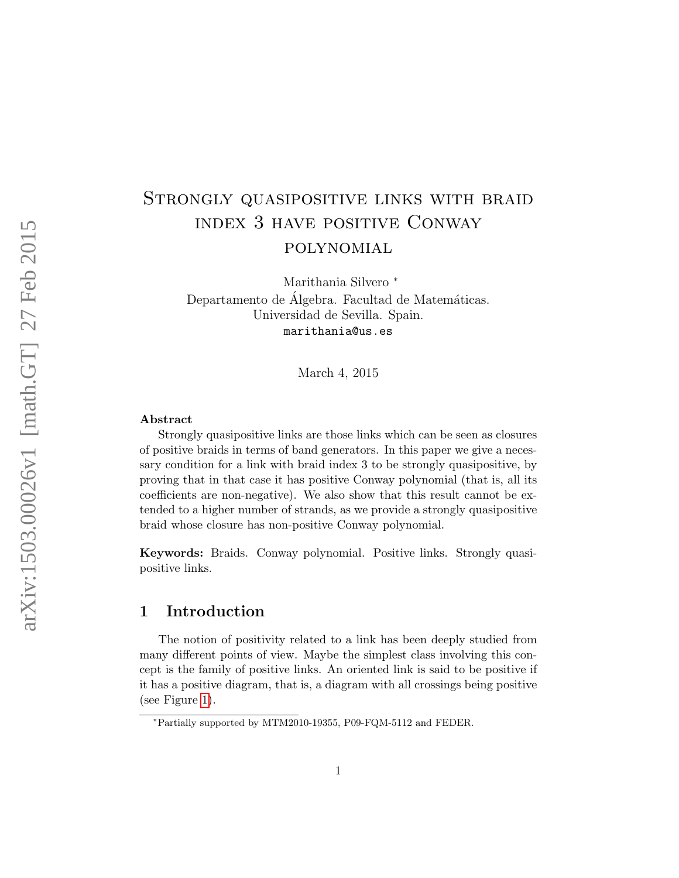# Strongly quasipositive links with braid index 3 have positive Conway polynomial

Marithania Silvero [*]

Departamento de Álgebra. Facultad de Matemáticas.
Universidad de Sevilla. Spain.
marithania@us.es

March 4, 2015

**Abstract**

Strongly quasipositive links are those links which can be seen as closures of positive braids in terms of band generators. In this paper we give a necessary condition for a link with braid index 3 to be strongly quasipositive, by proving that in that case it has positive Conway polynomial (that is, all its coefficients are non-negative). We also show that this result cannot be extended to a higher number of strands, as we provide a strongly quasipositive braid whose closure has non-positive Conway polynomial.

**Keywords:** Braids. Conway polynomial. Positive links. Strongly quasipositive links.

## 1 Introduction

The notion of positivity related to a link has been deeply studied from many different points of view. Maybe the simplest class involving this concept is the family of positive links. An oriented link is said to be positive if it has a positive diagram, that is, a diagram with all crossings being positive (see Figure 1).

[*] Partially supported by MTM2010-19355, P09-FQM-5112 and FEDER.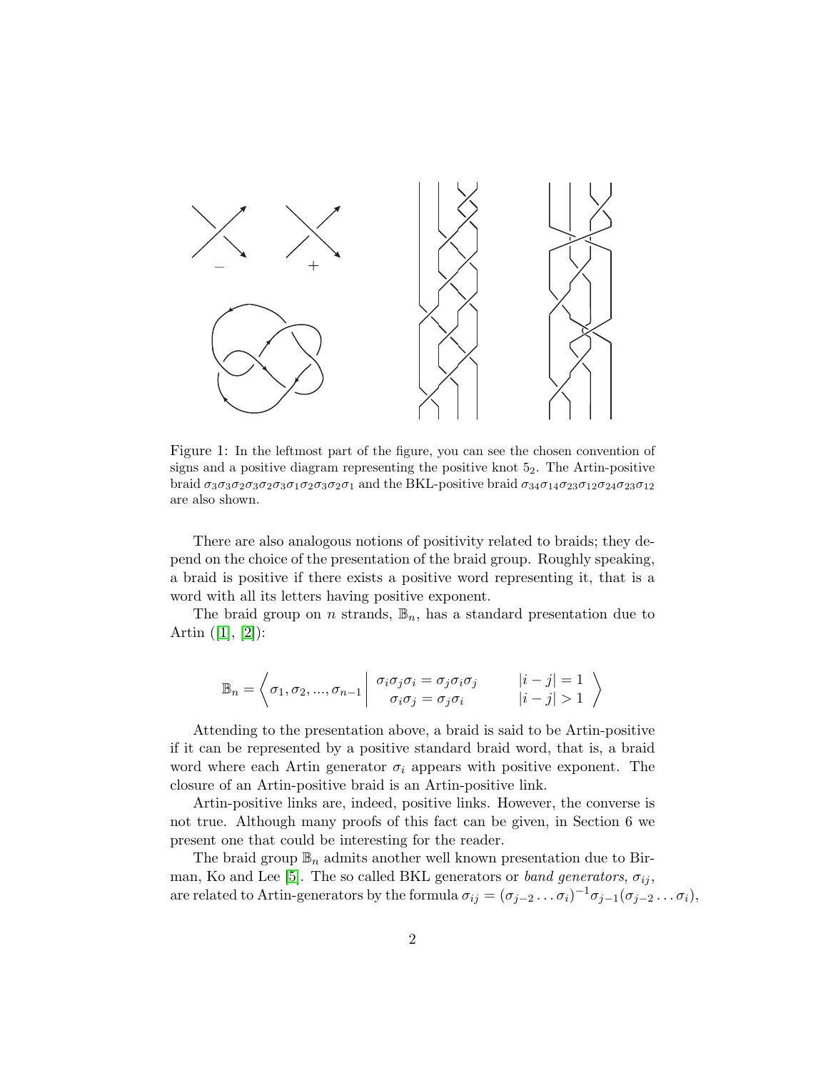Figure 1: In the leftmost part of the figure, you can see the chosen convention of signs and a positive diagram representing the positive knot $5_2$. The Artin-positive braid $\sigma_3\sigma_3\sigma_2\sigma_3\sigma_2\sigma_3\sigma_1\sigma_2\sigma_3\sigma_2\sigma_1$ and the BKL-positive braid $\sigma_{34}\sigma_{14}\sigma_{23}\sigma_{12}\sigma_{24}\sigma_{23}\sigma_{12}$ are also shown.

There are also analogous notions of positivity related to braids; they depend on the choice of the presentation of the braid group. Roughly speaking, a braid is positive if there exists a positive word representing it, that is a word with all its letters having positive exponent.

The braid group on $n$ strands, $\mathbb{B}_n$, has a standard presentation due to Artin ([1], [2]):

$$\mathbb{B}_n = \left\langle \sigma_1, \sigma_2, ..., \sigma_{n-1} \;\middle|\; \begin{array}{ll} \sigma_i\sigma_j\sigma_i = \sigma_j\sigma_i\sigma_j & \quad |i-j| = 1 \\ \sigma_i\sigma_j = \sigma_j\sigma_i & \quad |i-j| > 1 \end{array} \right\rangle$$

Attending to the presentation above, a braid is said to be Artin-positive if it can be represented by a positive standard braid word, that is, a braid word where each Artin generator $\sigma_i$ appears with positive exponent. The closure of an Artin-positive braid is an Artin-positive link.

Artin-positive links are, indeed, positive links. However, the converse is not true. Although many proofs of this fact can be given, in Section 6 we present one that could be interesting for the reader.

The braid group $\mathbb{B}_n$ admits another well known presentation due to Birman, Ko and Lee [5]. The so called BKL generators or *band generators*, $\sigma_{ij}$, are related to Artin-generators by the formula $\sigma_{ij} = (\sigma_{j-2}\dots\sigma_i)^{-1}\sigma_{j-1}(\sigma_{j-2}\dots\sigma_i)$,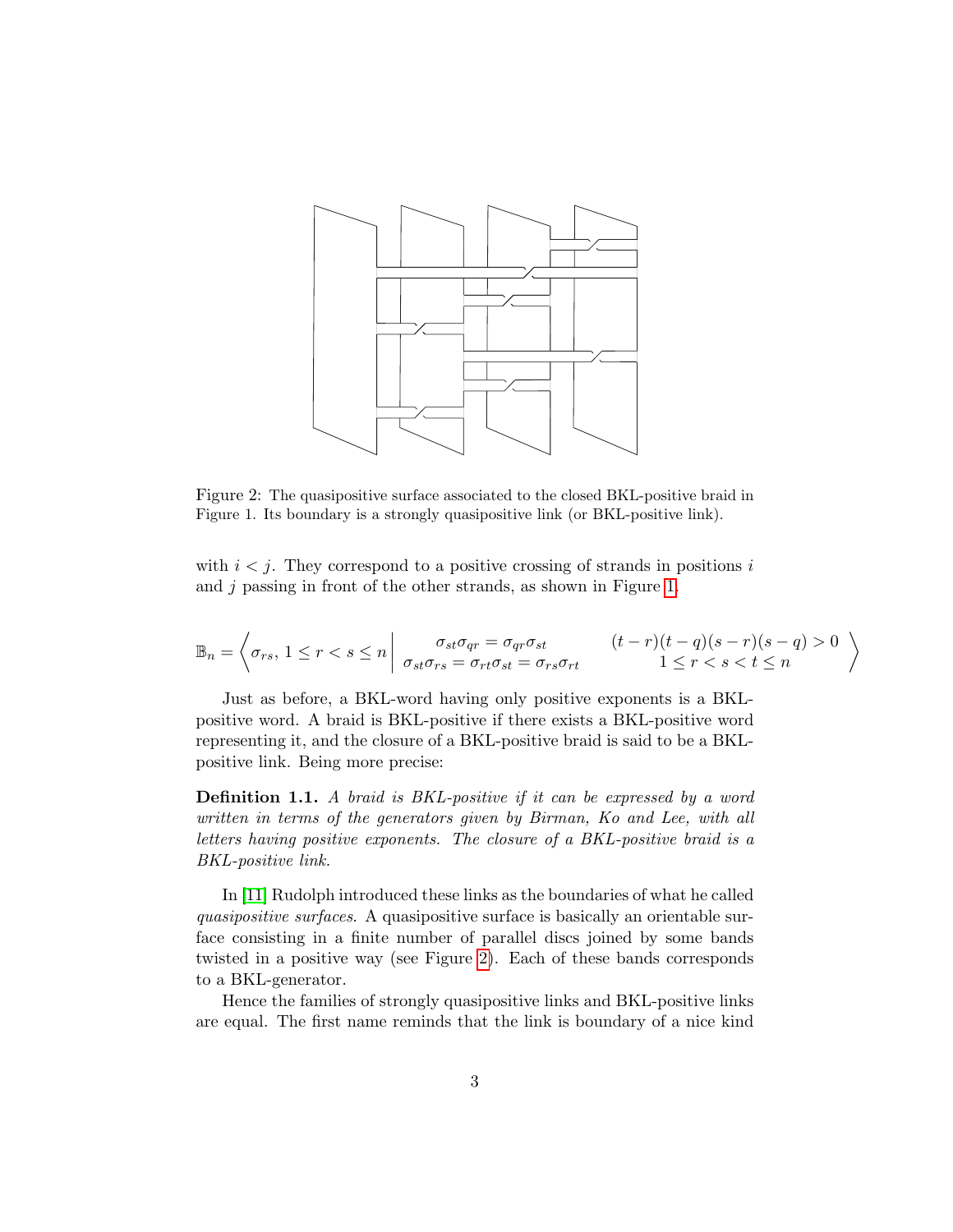Figure 2: The quasipositive surface associated to the closed BKL-positive braid in Figure 1. Its boundary is a strongly quasipositive link (or BKL-positive link).

with $i < j$. They correspond to a positive crossing of strands in positions $i$ and $j$ passing in front of the other strands, as shown in Figure 1.

$$\mathbb{B}_n = \left\langle \sigma_{rs},\ 1 \leq r < s \leq n \;\middle|\; \begin{array}{cc} \sigma_{st}\sigma_{qr} = \sigma_{qr}\sigma_{st} & (t-r)(t-q)(s-r)(s-q) > 0 \\ \sigma_{st}\sigma_{rs} = \sigma_{rt}\sigma_{st} = \sigma_{rs}\sigma_{rt} & 1 \leq r < s < t \leq n \end{array} \right\rangle$$

Just as before, a BKL-word having only positive exponents is a BKL-positive word. A braid is BKL-positive if there exists a BKL-positive word representing it, and the closure of a BKL-positive braid is said to be a BKL-positive link. Being more precise:

**Definition 1.1.** *A braid is BKL-positive if it can be expressed by a word written in terms of the generators given by Birman, Ko and Lee, with all letters having positive exponents. The closure of a BKL-positive braid is a BKL-positive link.*

In [11] Rudolph introduced these links as the boundaries of what he called *quasipositive surfaces*. A quasipositive surface is basically an orientable surface consisting in a finite number of parallel discs joined by some bands twisted in a positive way (see Figure 2). Each of these bands corresponds to a BKL-generator.

Hence the families of strongly quasipositive links and BKL-positive links are equal. The first name reminds that the link is boundary of a nice kind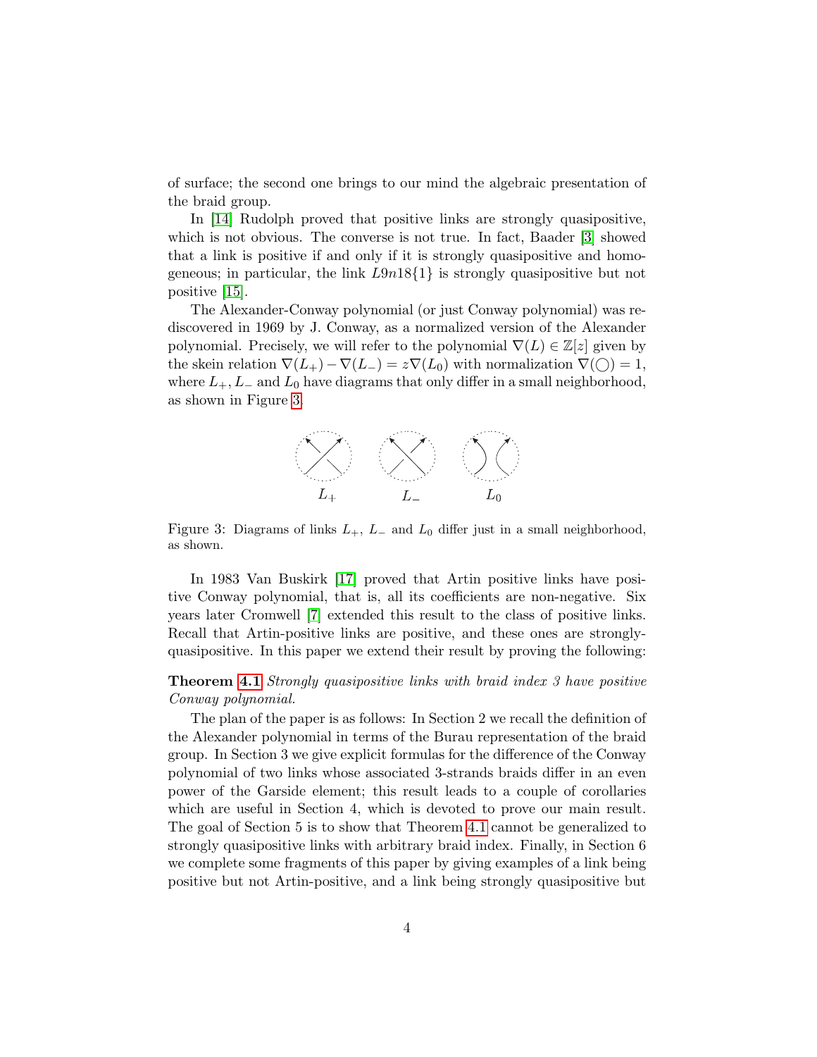of surface; the second one brings to our mind the algebraic presentation of the braid group.

In [14] Rudolph proved that positive links are strongly quasipositive, which is not obvious. The converse is not true. In fact, Baader [3] showed that a link is positive if and only if it is strongly quasipositive and homogeneous; in particular, the link $L9n18\{1\}$ is strongly quasipositive but not positive [15].

The Alexander-Conway polynomial (or just Conway polynomial) was rediscovered in 1969 by J. Conway, as a normalized version of the Alexander polynomial. Precisely, we will refer to the polynomial $\nabla(L) \in \mathbb{Z}[z]$ given by the skein relation $\nabla(L_+) - \nabla(L_-) = z\nabla(L_0)$ with normalization $\nabla(\bigcirc) = 1$, where $L_+, L_-$ and $L_0$ have diagrams that only differ in a small neighborhood, as shown in Figure 3.

$L_+$ $L_-$ $L_0$

Figure 3: Diagrams of links $L_+$, $L_-$ and $L_0$ differ just in a small neighborhood, as shown.

In 1983 Van Buskirk [17] proved that Artin positive links have positive Conway polynomial, that is, all its coefficients are non-negative. Six years later Cromwell [7] extended this result to the class of positive links. Recall that Artin-positive links are positive, and these ones are strongly-quasipositive. In this paper we extend their result by proving the following:

**Theorem 4.1** *Strongly quasipositive links with braid index 3 have positive Conway polynomial.*

The plan of the paper is as follows: In Section 2 we recall the definition of the Alexander polynomial in terms of the Burau representation of the braid group. In Section 3 we give explicit formulas for the difference of the Conway polynomial of two links whose associated 3-strands braids differ in an even power of the Garside element; this result leads to a couple of corollaries which are useful in Section 4, which is devoted to prove our main result. The goal of Section 5 is to show that Theorem 4.1 cannot be generalized to strongly quasipositive links with arbitrary braid index. Finally, in Section 6 we complete some fragments of this paper by giving examples of a link being positive but not Artin-positive, and a link being strongly quasipositive but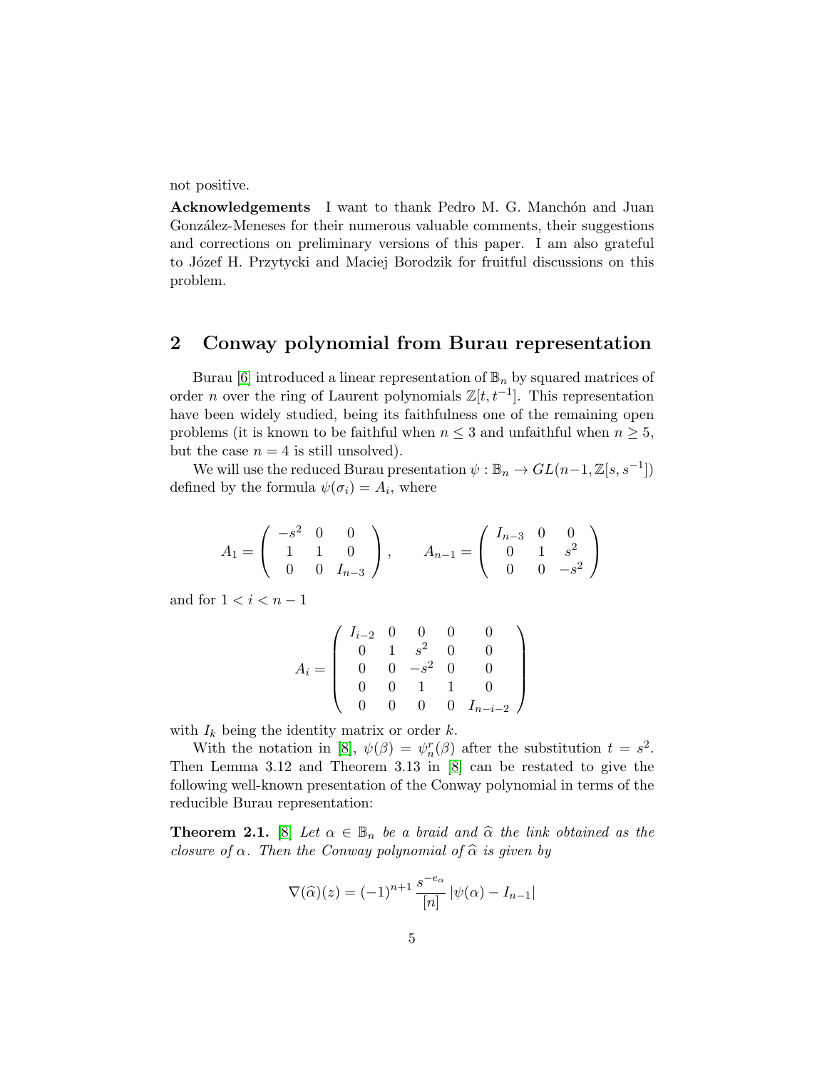not positive.

**Acknowledgements** I want to thank Pedro M. G. Manchón and Juan González-Meneses for their numerous valuable comments, their suggestions and corrections on preliminary versions of this paper. I am also grateful to Józef H. Przytycki and Maciej Borodzik for fruitful discussions on this problem.

## 2 Conway polynomial from Burau representation

Burau [6] introduced a linear representation of $\mathbb{B}_n$ by squared matrices of order $n$ over the ring of Laurent polynomials $\mathbb{Z}[t, t^{-1}]$. This representation have been widely studied, being its faithfulness one of the remaining open problems (it is known to be faithful when $n \leq 3$ and unfaithful when $n \geq 5$, but the case $n = 4$ is still unsolved).

We will use the reduced Burau presentation $\psi : \mathbb{B}_n \to GL(n-1, \mathbb{Z}[s, s^{-1}])$ defined by the formula $\psi(\sigma_i) = A_i$, where

$$A_1 = \begin{pmatrix} -s^2 & 0 & 0 \\ 1 & 1 & 0 \\ 0 & 0 & I_{n-3} \end{pmatrix}, \qquad A_{n-1} = \begin{pmatrix} I_{n-3} & 0 & 0 \\ 0 & 1 & s^2 \\ 0 & 0 & -s^2 \end{pmatrix}$$

and for $1 < i < n-1$

$$A_i = \begin{pmatrix} I_{i-2} & 0 & 0 & 0 & 0 \\ 0 & 1 & s^2 & 0 & 0 \\ 0 & 0 & -s^2 & 0 & 0 \\ 0 & 0 & 1 & 1 & 0 \\ 0 & 0 & 0 & 0 & I_{n-i-2} \end{pmatrix}$$

with $I_k$ being the identity matrix or order $k$.

With the notation in [8], $\psi(\beta) = \psi_n^r(\beta)$ after the substitution $t = s^2$. Then Lemma 3.12 and Theorem 3.13 in [8] can be restated to give the following well-known presentation of the Conway polynomial in terms of the reducible Burau representation:

**Theorem 2.1.** [8] *Let $\alpha \in \mathbb{B}_n$ be a braid and $\widehat{\alpha}$ the link obtained as the closure of $\alpha$. Then the Conway polynomial of $\widehat{\alpha}$ is given by*

$$\nabla(\widehat{\alpha})(z) = (-1)^{n+1} \frac{s^{-e_\alpha}}{[n]} \left| \psi(\alpha) - I_{n-1} \right|$$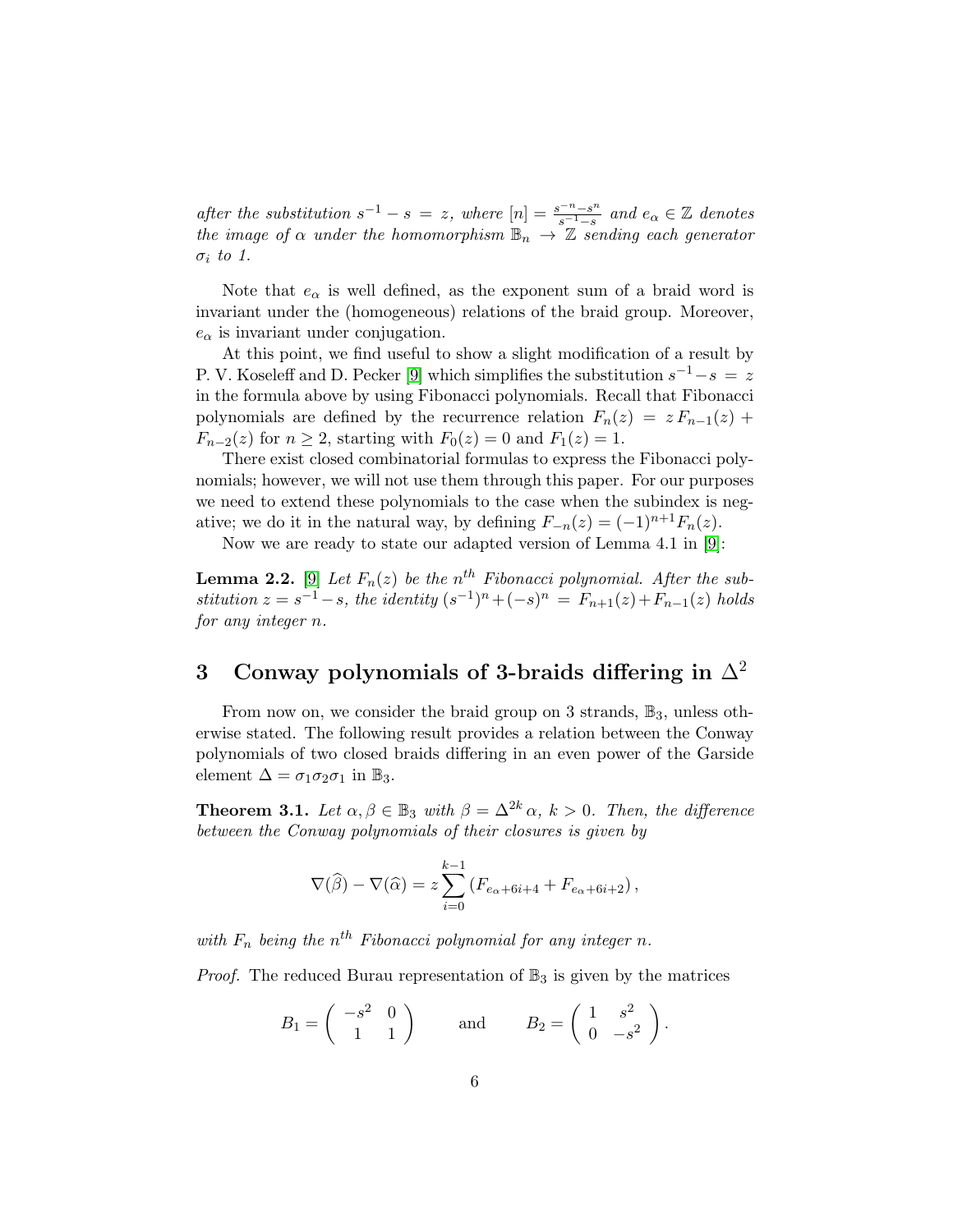*after the substitution $s^{-1} - s = z$, where $[n] = \frac{s^{-n}-s^n}{s^{-1}-s}$ and $e_\alpha \in \mathbb{Z}$ denotes the image of $\alpha$ under the homomorphism $\mathbb{B}_n \to \mathbb{Z}$ sending each generator $\sigma_i$ to 1.*

Note that $e_\alpha$ is well defined, as the exponent sum of a braid word is invariant under the (homogeneous) relations of the braid group. Moreover, $e_\alpha$ is invariant under conjugation.

At this point, we find useful to show a slight modification of a result by P. V. Koseleff and D. Pecker [9] which simplifies the substitution $s^{-1} - s = z$ in the formula above by using Fibonacci polynomials. Recall that Fibonacci polynomials are defined by the recurrence relation $F_n(z) = z\,F_{n-1}(z) + F_{n-2}(z)$ for $n \geq 2$, starting with $F_0(z) = 0$ and $F_1(z) = 1$.

There exist closed combinatorial formulas to express the Fibonacci polynomials; however, we will not use them through this paper. For our purposes we need to extend these polynomials to the case when the subindex is negative; we do it in the natural way, by defining $F_{-n}(z) = (-1)^{n+1}F_n(z)$.

Now we are ready to state our adapted version of Lemma 4.1 in [9]:

**Lemma 2.2.** [9] *Let $F_n(z)$ be the $n^{th}$ Fibonacci polynomial. After the substitution $z = s^{-1} - s$, the identity $(s^{-1})^n + (-s)^n = F_{n+1}(z) + F_{n-1}(z)$ holds for any integer $n$.*

# 3 Conway polynomials of 3-braids differing in $\Delta^2$

From now on, we consider the braid group on 3 strands, $\mathbb{B}_3$, unless otherwise stated. The following result provides a relation between the Conway polynomials of two closed braids differing in an even power of the Garside element $\Delta = \sigma_1\sigma_2\sigma_1$ in $\mathbb{B}_3$.

**Theorem 3.1.** *Let $\alpha, \beta \in \mathbb{B}_3$ with $\beta = \Delta^{2k}\alpha$, $k > 0$. Then, the difference between the Conway polynomials of their closures is given by*

$$\nabla(\widehat{\beta}) - \nabla(\widehat{\alpha}) = z\sum_{i=0}^{k-1}\left(F_{e_\alpha+6i+4} + F_{e_\alpha+6i+2}\right),$$

*with $F_n$ being the $n^{th}$ Fibonacci polynomial for any integer $n$.*

*Proof.* The reduced Burau representation of $\mathbb{B}_3$ is given by the matrices

$$B_1 = \begin{pmatrix} -s^2 & 0 \\ 1 & 1 \end{pmatrix} \qquad \text{and} \qquad B_2 = \begin{pmatrix} 1 & s^2 \\ 0 & -s^2 \end{pmatrix}.$$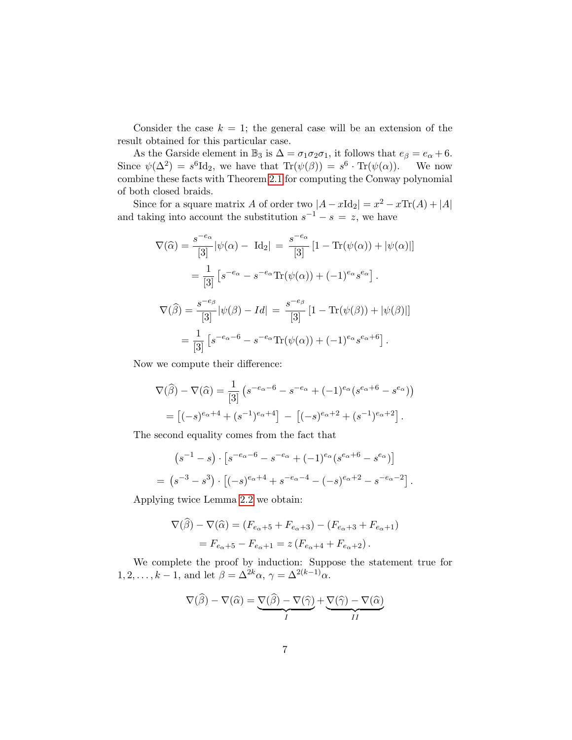Consider the case $k = 1$; the general case will be an extension of the result obtained for this particular case.

As the Garside element in $\mathbb{B}_3$ is $\Delta = \sigma_1\sigma_2\sigma_1$, it follows that $e_\beta = e_\alpha + 6$. Since $\psi(\Delta^2) = s^6 \mathrm{Id}_2$, we have that $\mathrm{Tr}(\psi(\beta)) = s^6 \cdot \mathrm{Tr}(\psi(\alpha))$. We now combine these facts with Theorem 2.1 for computing the Conway polynomial of both closed braids.

Since for a square matrix $A$ of order two $|A - x\mathrm{Id}_2| = x^2 - x\mathrm{Tr}(A) + |A|$ and taking into account the substitution $s^{-1} - s = z$, we have

$$
\begin{aligned}
\nabla(\widehat{\alpha}) &= \frac{s^{-e_\alpha}}{[3]} |\psi(\alpha) - \mathrm{Id}_2| = \frac{s^{-e_\alpha}}{[3]} \left[1 - \mathrm{Tr}(\psi(\alpha)) + |\psi(\alpha)|\right] \\
&= \frac{1}{[3]} \left[s^{-e_\alpha} - s^{-e_\alpha}\mathrm{Tr}(\psi(\alpha)) + (-1)^{e_\alpha} s^{e_\alpha}\right].
\end{aligned}
$$

$$
\begin{aligned}
\nabla(\widehat{\beta}) &= \frac{s^{-e_\beta}}{[3]} |\psi(\beta) - Id| = \frac{s^{-e_\beta}}{[3]} \left[1 - \mathrm{Tr}(\psi(\beta)) + |\psi(\beta)|\right] \\
&= \frac{1}{[3]} \left[s^{-e_\alpha - 6} - s^{-e_\alpha}\mathrm{Tr}(\psi(\alpha)) + (-1)^{e_\alpha} s^{e_\alpha + 6}\right].
\end{aligned}
$$

Now we compute their difference:

$$
\begin{aligned}
\nabla(\widehat{\beta}) - \nabla(\widehat{\alpha}) &= \frac{1}{[3]} \left(s^{-e_\alpha - 6} - s^{-e_\alpha} + (-1)^{e_\alpha}(s^{e_\alpha + 6} - s^{e_\alpha})\right) \\
&= \left[(-s)^{e_\alpha + 4} + (s^{-1})^{e_\alpha + 4}\right] - \left[(-s)^{e_\alpha + 2} + (s^{-1})^{e_\alpha + 2}\right].
\end{aligned}
$$

The second equality comes from the fact that

$$
\begin{aligned}
&\left(s^{-1} - s\right) \cdot \left[s^{-e_\alpha - 6} - s^{-e_\alpha} + (-1)^{e_\alpha}(s^{e_\alpha + 6} - s^{e_\alpha})\right] \\
= &\left(s^{-3} - s^3\right) \cdot \left[(-s)^{e_\alpha + 4} + s^{-e_\alpha - 4} - (-s)^{e_\alpha + 2} - s^{-e_\alpha - 2}\right].
\end{aligned}
$$

Applying twice Lemma 2.2 we obtain:

$$
\begin{aligned}
\nabla(\widehat{\beta}) - \nabla(\widehat{\alpha}) &= (F_{e_\alpha + 5} + F_{e_\alpha + 3}) - (F_{e_\alpha + 3} + F_{e_\alpha + 1}) \\
&= F_{e_\alpha + 5} - F_{e_\alpha + 1} = z\left(F_{e_\alpha + 4} + F_{e_\alpha + 2}\right).
\end{aligned}
$$

We complete the proof by induction: Suppose the statement true for $1, 2, \ldots, k - 1$, and let $\beta = \Delta^{2k}\alpha$, $\gamma = \Delta^{2(k-1)}\alpha$.

$$
\nabla(\widehat{\beta}) - \nabla(\widehat{\alpha}) = \underbrace{\nabla(\widehat{\beta}) - \nabla(\widehat{\gamma})}_{I} + \underbrace{\nabla(\widehat{\gamma}) - \nabla(\widehat{\alpha})}_{II}
$$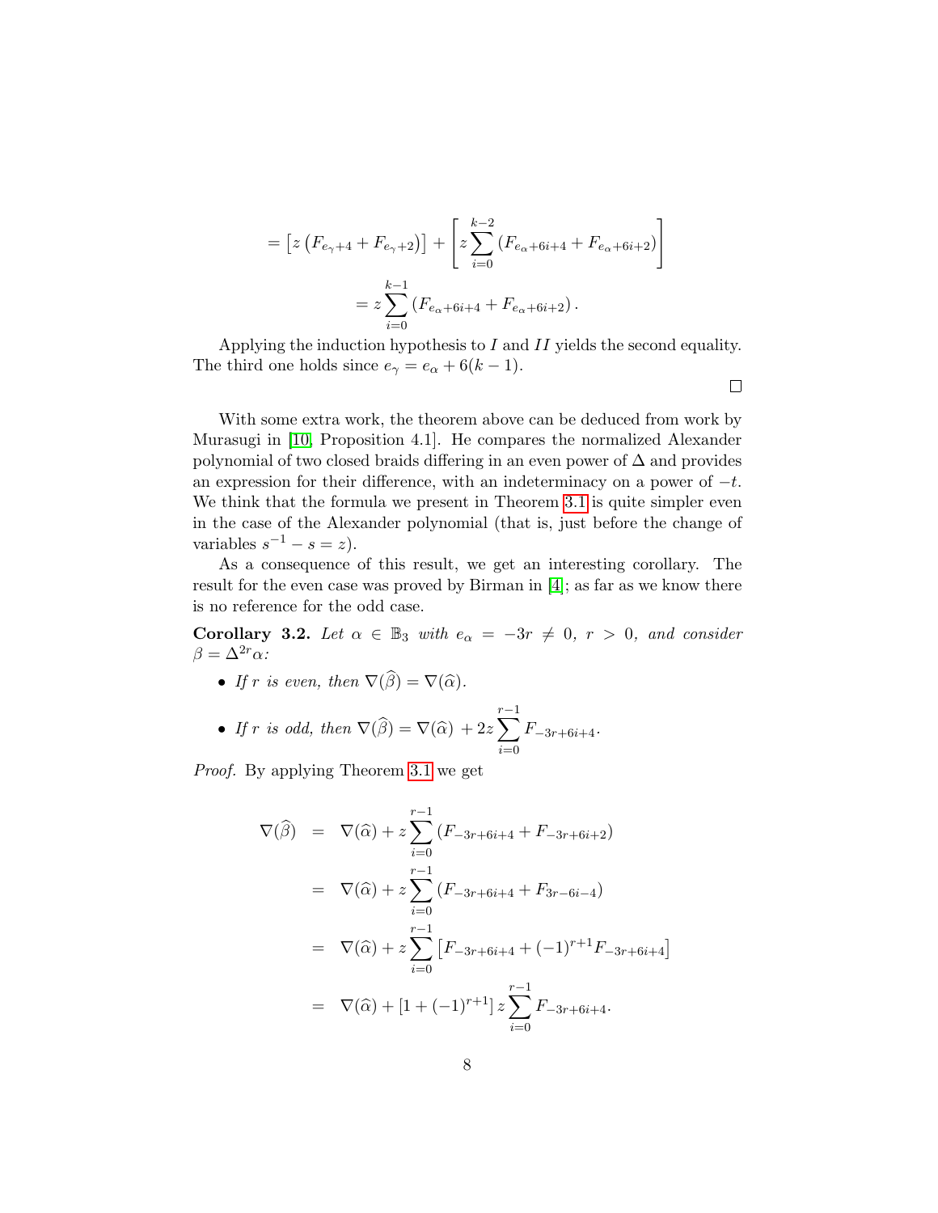$$= \left[ z \left( F_{e_\gamma+4} + F_{e_\gamma+2} \right) \right] + \left[ z \sum_{i=0}^{k-2} \left( F_{e_\alpha+6i+4} + F_{e_\alpha+6i+2} \right) \right]$$

$$= z \sum_{i=0}^{k-1} \left( F_{e_\alpha+6i+4} + F_{e_\alpha+6i+2} \right).$$

Applying the induction hypothesis to $I$ and $II$ yields the second equality. The third one holds since $e_\gamma = e_\alpha + 6(k-1)$.

□

With some extra work, the theorem above can be deduced from work by Murasugi in [10, Proposition 4.1]. He compares the normalized Alexander polynomial of two closed braids differing in an even power of $\Delta$ and provides an expression for their difference, with an indeterminacy on a power of $-t$. We think that the formula we present in Theorem 3.1 is quite simpler even in the case of the Alexander polynomial (that is, just before the change of variables $s^{-1} - s = z$).

As a consequence of this result, we get an interesting corollary. The result for the even case was proved by Birman in [4]; as far as we know there is no reference for the odd case.

**Corollary 3.2.** *Let $\alpha \in \mathbb{B}_3$ with $e_\alpha = -3r \neq 0$, $r > 0$, and consider $\beta = \Delta^{2r}\alpha$:*

- *If $r$ is even, then $\nabla(\widehat{\beta}) = \nabla(\widehat{\alpha})$.*
- *If $r$ is odd, then $\nabla(\widehat{\beta}) = \nabla(\widehat{\alpha}) + 2z \sum_{i=0}^{r-1} F_{-3r+6i+4}$.*

*Proof.* By applying Theorem 3.1 we get

$$\begin{aligned}
\nabla(\widehat{\beta}) &= \nabla(\widehat{\alpha}) + z \sum_{i=0}^{r-1} \left( F_{-3r+6i+4} + F_{-3r+6i+2} \right) \\
&= \nabla(\widehat{\alpha}) + z \sum_{i=0}^{r-1} \left( F_{-3r+6i+4} + F_{3r-6i-4} \right) \\
&= \nabla(\widehat{\alpha}) + z \sum_{i=0}^{r-1} \left[ F_{-3r+6i+4} + (-1)^{r+1} F_{-3r+6i+4} \right] \\
&= \nabla(\widehat{\alpha}) + \left[ 1 + (-1)^{r+1} \right] z \sum_{i=0}^{r-1} F_{-3r+6i+4}.
\end{aligned}$$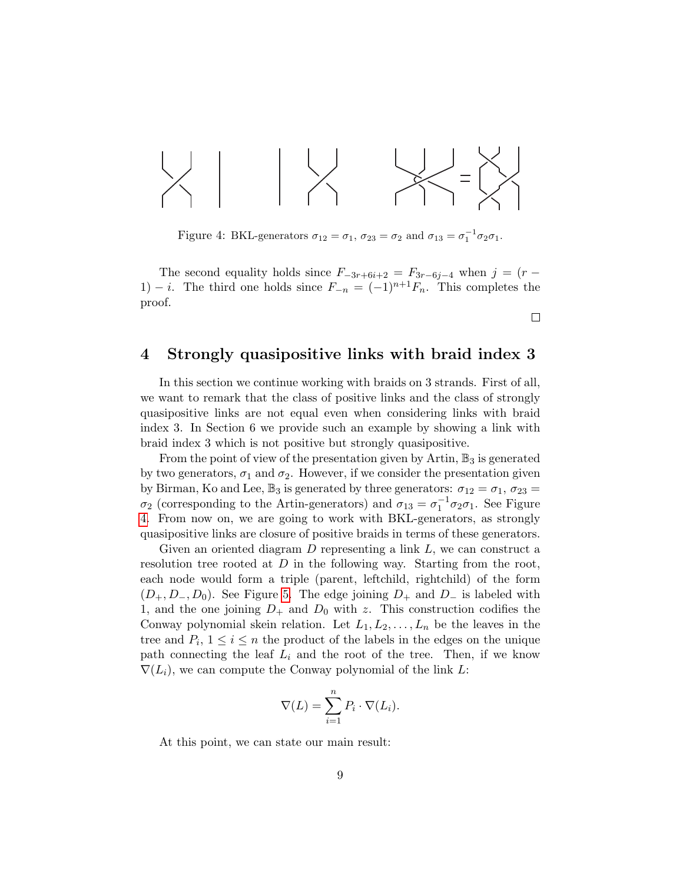Figure 4: BKL-generators $\sigma_{12} = \sigma_1$, $\sigma_{23} = \sigma_2$ and $\sigma_{13} = \sigma_1^{-1}\sigma_2\sigma_1$.

The second equality holds since $F_{-3r+6i+2} = F_{3r-6j-4}$ when $j = (r-1) - i$. The third one holds since $F_{-n} = (-1)^{n+1}F_n$. This completes the proof.

□

## 4 Strongly quasipositive links with braid index 3

In this section we continue working with braids on 3 strands. First of all, we want to remark that the class of positive links and the class of strongly quasipositive links are not equal even when considering links with braid index 3. In Section 6 we provide such an example by showing a link with braid index 3 which is not positive but strongly quasipositive.

From the point of view of the presentation given by Artin, $\mathbb{B}_3$ is generated by two generators, $\sigma_1$ and $\sigma_2$. However, if we consider the presentation given by Birman, Ko and Lee, $\mathbb{B}_3$ is generated by three generators: $\sigma_{12} = \sigma_1$, $\sigma_{23} = \sigma_2$ (corresponding to the Artin-generators) and $\sigma_{13} = \sigma_1^{-1}\sigma_2\sigma_1$. See Figure 4. From now on, we are going to work with BKL-generators, as strongly quasipositive links are closure of positive braids in terms of these generators.

Given an oriented diagram $D$ representing a link $L$, we can construct a resolution tree rooted at $D$ in the following way. Starting from the root, each node would form a triple (parent, leftchild, rightchild) of the form $(D_+, D_-, D_0)$. See Figure 5. The edge joining $D_+$ and $D_-$ is labeled with 1, and the one joining $D_+$ and $D_0$ with $z$. This construction codifies the Conway polynomial skein relation. Let $L_1, L_2, \ldots, L_n$ be the leaves in the tree and $P_i$, $1 \leq i \leq n$ the product of the labels in the edges on the unique path connecting the leaf $L_i$ and the root of the tree. Then, if we know $\nabla(L_i)$, we can compute the Conway polynomial of the link $L$:

$$\nabla(L) = \sum_{i=1}^{n} P_i \cdot \nabla(L_i).$$

At this point, we can state our main result: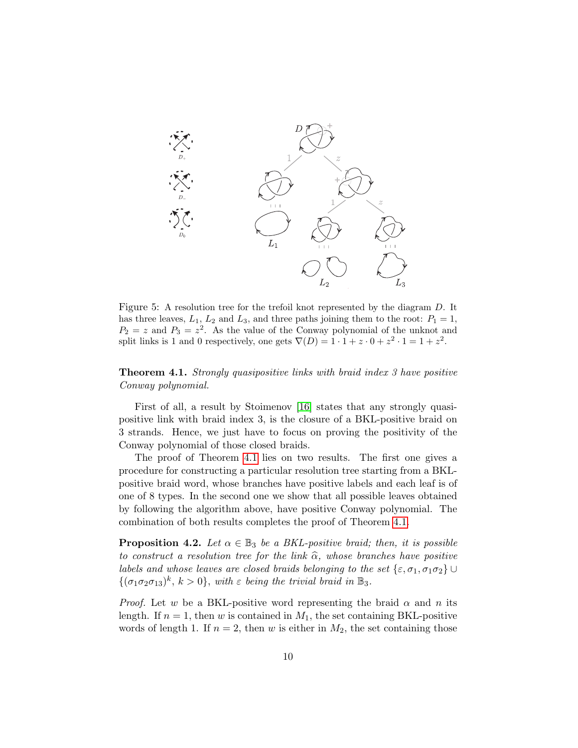Figure 5: A resolution tree for the trefoil knot represented by the diagram $D$. It has three leaves, $L_1$, $L_2$ and $L_3$, and three paths joining them to the root: $P_1 = 1$, $P_2 = z$ and $P_3 = z^2$. As the value of the Conway polynomial of the unknot and split links is 1 and 0 respectively, one gets $\nabla(D) = 1 \cdot 1 + z \cdot 0 + z^2 \cdot 1 = 1 + z^2$.

**Theorem 4.1.** *Strongly quasipositive links with braid index 3 have positive Conway polynomial.*

First of all, a result by Stoimenov [16] states that any strongly quasipositive link with braid index 3, is the closure of a BKL-positive braid on 3 strands. Hence, we just have to focus on proving the positivity of the Conway polynomial of those closed braids.

The proof of Theorem 4.1 lies on two results. The first one gives a procedure for constructing a particular resolution tree starting from a BKL-positive braid word, whose branches have positive labels and each leaf is of one of 8 types. In the second one we show that all possible leaves obtained by following the algorithm above, have positive Conway polynomial. The combination of both results completes the proof of Theorem 4.1.

**Proposition 4.2.** *Let $\alpha \in \mathbb{B}_3$ be a BKL-positive braid; then, it is possible to construct a resolution tree for the link $\widehat{\alpha}$, whose branches have positive labels and whose leaves are closed braids belonging to the set $\{\varepsilon, \sigma_1, \sigma_1\sigma_2\} \cup \{(\sigma_1\sigma_2\sigma_{13})^k,\, k > 0\}$, with $\varepsilon$ being the trivial braid in $\mathbb{B}_3$.*

*Proof.* Let $w$ be a BKL-positive word representing the braid $\alpha$ and $n$ its length. If $n = 1$, then $w$ is contained in $M_1$, the set containing BKL-positive words of length 1. If $n = 2$, then $w$ is either in $M_2$, the set containing those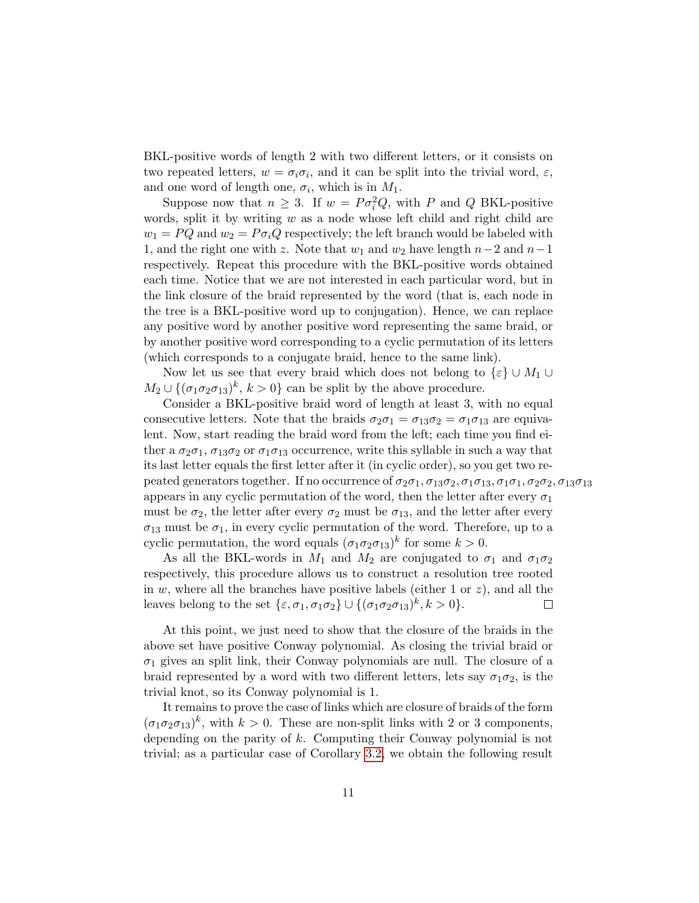BKL-positive words of length 2 with two different letters, or it consists on two repeated letters, $w = \sigma_i\sigma_i$, and it can be split into the trivial word, $\varepsilon$, and one word of length one, $\sigma_i$, which is in $M_1$.

Suppose now that $n \geq 3$. If $w = P\sigma_i^2 Q$, with $P$ and $Q$ BKL-positive words, split it by writing $w$ as a node whose left child and right child are $w_1 = PQ$ and $w_2 = P\sigma_i Q$ respectively; the left branch would be labeled with 1, and the right one with $z$. Note that $w_1$ and $w_2$ have length $n-2$ and $n-1$ respectively. Repeat this procedure with the BKL-positive words obtained each time. Notice that we are not interested in each particular word, but in the link closure of the braid represented by the word (that is, each node in the tree is a BKL-positive word up to conjugation). Hence, we can replace any positive word by another positive word representing the same braid, or by another positive word corresponding to a cyclic permutation of its letters (which corresponds to a conjugate braid, hence to the same link).

Now let us see that every braid which does not belong to $\{\varepsilon\} \cup M_1 \cup M_2 \cup \{(\sigma_1\sigma_2\sigma_{13})^k,\ k > 0\}$ can be split by the above procedure.

Consider a BKL-positive braid word of length at least 3, with no equal consecutive letters. Note that the braids $\sigma_2\sigma_1 = \sigma_{13}\sigma_2 = \sigma_1\sigma_{13}$ are equivalent. Now, start reading the braid word from the left; each time you find either a $\sigma_2\sigma_1$, $\sigma_{13}\sigma_2$ or $\sigma_1\sigma_{13}$ occurrence, write this syllable in such a way that its last letter equals the first letter after it (in cyclic order), so you get two repeated generators together. If no occurrence of $\sigma_2\sigma_1, \sigma_{13}\sigma_2, \sigma_1\sigma_{13}, \sigma_1\sigma_1, \sigma_2\sigma_2, \sigma_{13}\sigma_{13}$ appears in any cyclic permutation of the word, then the letter after every $\sigma_1$ must be $\sigma_2$, the letter after every $\sigma_2$ must be $\sigma_{13}$, and the letter after every $\sigma_{13}$ must be $\sigma_1$, in every cyclic permutation of the word. Therefore, up to a cyclic permutation, the word equals $(\sigma_1\sigma_2\sigma_{13})^k$ for some $k > 0$.

As all the BKL-words in $M_1$ and $M_2$ are conjugated to $\sigma_1$ and $\sigma_1\sigma_2$ respectively, this procedure allows us to construct a resolution tree rooted in $w$, where all the branches have positive labels (either 1 or $z$), and all the leaves belong to the set $\{\varepsilon, \sigma_1, \sigma_1\sigma_2\} \cup \{(\sigma_1\sigma_2\sigma_{13})^k, k > 0\}$. □

At this point, we just need to show that the closure of the braids in the above set have positive Conway polynomial. As closing the trivial braid or $\sigma_1$ gives an split link, their Conway polynomials are null. The closure of a braid represented by a word with two different letters, lets say $\sigma_1\sigma_2$, is the trivial knot, so its Conway polynomial is 1.

It remains to prove the case of links which are closure of braids of the form $(\sigma_1\sigma_2\sigma_{13})^k$, with $k > 0$. These are non-split links with 2 or 3 components, depending on the parity of $k$. Computing their Conway polynomial is not trivial; as a particular case of Corollary 3.2, we obtain the following result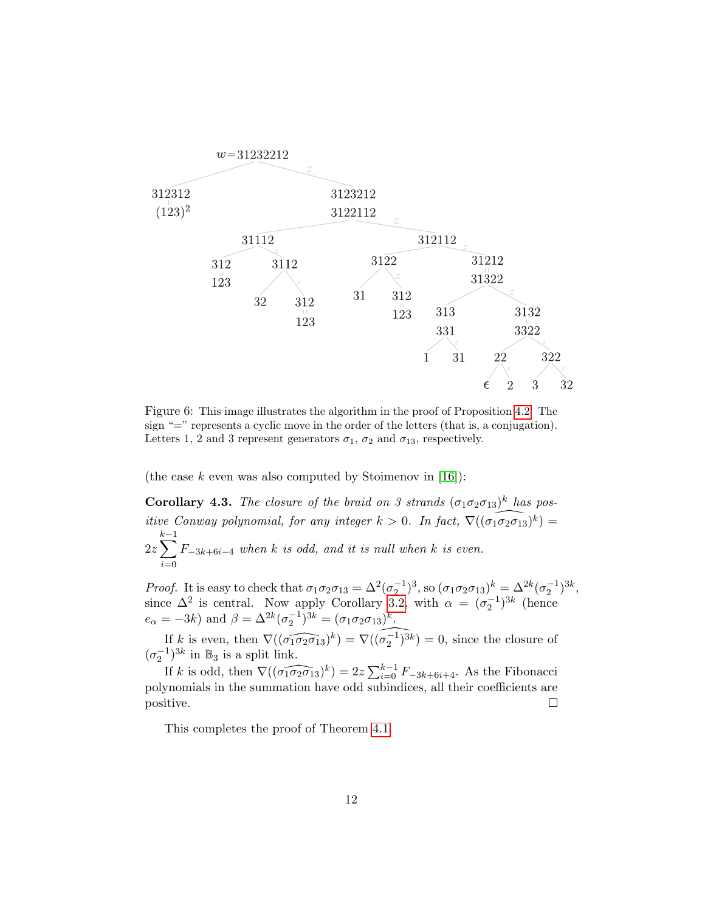w=31232212

312312 = $(123)^2$

3123212 = 3122112

31112

312112

312 = 123

3112

3122

31212 = 31322

32

312 = 123

31

312 = 123

313 = 331

3132 = 3322

1

31

22

322

$\epsilon$

2

3

32

Figure 6: This image illustrates the algorithm in the proof of Proposition 4.2. The sign "=" represents a cyclic move in the order of the letters (that is, a conjugation). Letters 1, 2 and 3 represent generators $\sigma_1$, $\sigma_2$ and $\sigma_{13}$, respectively.

(the case $k$ even was also computed by Stoimenov in [16]):

**Corollary 4.3.** *The closure of the braid on 3 strands $(\sigma_1\sigma_2\sigma_{13})^k$ has positive Conway polynomial, for any integer $k > 0$. In fact, $\nabla(\widehat{(\sigma_1\sigma_2\sigma_{13})^k}) = 2z\sum_{i=0}^{k-1} F_{-3k+6i-4}$ when $k$ is odd, and it is null when $k$ is even.*

*Proof.* It is easy to check that $\sigma_1\sigma_2\sigma_{13} = \Delta^2(\sigma_2^{-1})^3$, so $(\sigma_1\sigma_2\sigma_{13})^k = \Delta^{2k}(\sigma_2^{-1})^{3k}$, since $\Delta^2$ is central. Now apply Corollary 3.2, with $\alpha = (\sigma_2^{-1})^{3k}$ (hence $e_\alpha = -3k$) and $\beta = \Delta^{2k}(\sigma_2^{-1})^{3k} = (\sigma_1\sigma_2\sigma_{13})^k$.

If $k$ is even, then $\nabla(\widehat{(\sigma_1\sigma_2\sigma_{13})^k}) = \nabla(\widehat{(\sigma_2^{-1})^{3k}}) = 0$, since the closure of $(\sigma_2^{-1})^{3k}$ in $\mathbb{B}_3$ is a split link.

If $k$ is odd, then $\nabla(\widehat{(\sigma_1\sigma_2\sigma_{13})^k}) = 2z\sum_{i=0}^{k-1} F_{-3k+6i+4}$. As the Fibonacci polynomials in the summation have odd subindices, all their coefficients are positive. $\square$

This completes the proof of Theorem 4.1.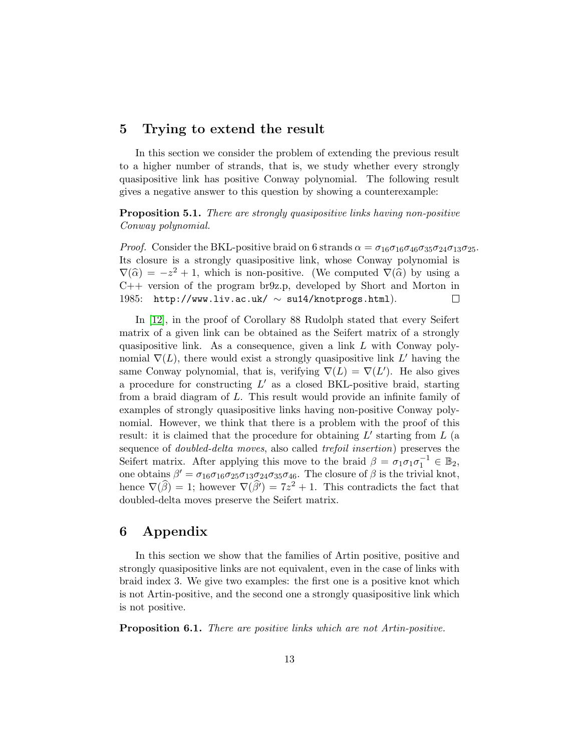## 5 Trying to extend the result

In this section we consider the problem of extending the previous result to a higher number of strands, that is, we study whether every strongly quasipositive link has positive Conway polynomial. The following result gives a negative answer to this question by showing a counterexample:

**Proposition 5.1.** *There are strongly quasipositive links having non-positive Conway polynomial.*

*Proof.* Consider the BKL-positive braid on 6 strands $\alpha = \sigma_{16}\sigma_{16}\sigma_{46}\sigma_{35}\sigma_{24}\sigma_{13}\sigma_{25}$. Its closure is a strongly quasipositive link, whose Conway polynomial is $\nabla(\widehat{\alpha}) = -z^2 + 1$, which is non-positive. (We computed $\nabla(\widehat{\alpha})$ by using a C++ version of the program br9z.p, developed by Short and Morton in 1985: `http://www.liv.ac.uk/ ∼ su14/knotprogs.html`). $\square$

In [12], in the proof of Corollary 88 Rudolph stated that every Seifert matrix of a given link can be obtained as the Seifert matrix of a strongly quasipositive link. As a consequence, given a link $L$ with Conway polynomial $\nabla(L)$, there would exist a strongly quasipositive link $L'$ having the same Conway polynomial, that is, verifying $\nabla(L) = \nabla(L')$. He also gives a procedure for constructing $L'$ as a closed BKL-positive braid, starting from a braid diagram of $L$. This result would provide an infinite family of examples of strongly quasipositive links having non-positive Conway polynomial. However, we think that there is a problem with the proof of this result: it is claimed that the procedure for obtaining $L'$ starting from $L$ (a sequence of *doubled-delta moves*, also called *trefoil insertion*) preserves the Seifert matrix. After applying this move to the braid $\beta = \sigma_1\sigma_1\sigma_1^{-1} \in \mathbb{B}_2$, one obtains $\beta' = \sigma_{16}\sigma_{16}\sigma_{25}\sigma_{13}\sigma_{24}\sigma_{35}\sigma_{46}$. The closure of $\beta$ is the trivial knot, hence $\nabla(\widehat{\beta}) = 1$; however $\nabla(\widehat{\beta'}) = 7z^2 + 1$. This contradicts the fact that doubled-delta moves preserve the Seifert matrix.

## 6 Appendix

In this section we show that the families of Artin positive, positive and strongly quasipositive links are not equivalent, even in the case of links with braid index 3. We give two examples: the first one is a positive knot which is not Artin-positive, and the second one a strongly quasipositive link which is not positive.

**Proposition 6.1.** *There are positive links which are not Artin-positive.*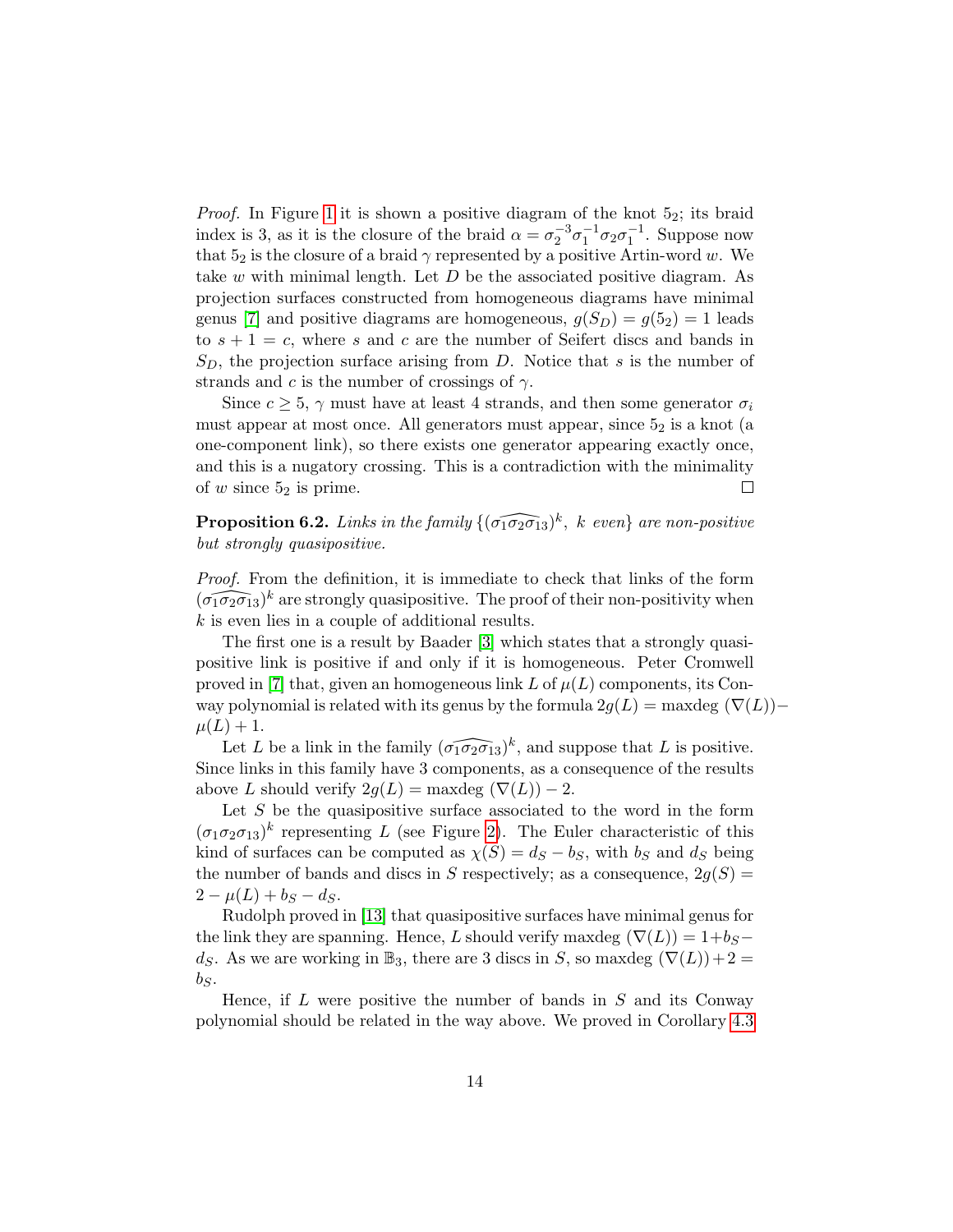*Proof.* In Figure 1 it is shown a positive diagram of the knot $5_2$; its braid index is 3, as it is the closure of the braid $\alpha = \sigma_2^{-3}\sigma_1^{-1}\sigma_2\sigma_1^{-1}$. Suppose now that $5_2$ is the closure of a braid $\gamma$ represented by a positive Artin-word $w$. We take $w$ with minimal length. Let $D$ be the associated positive diagram. As projection surfaces constructed from homogeneous diagrams have minimal genus [7] and positive diagrams are homogeneous, $g(S_D) = g(5_2) = 1$ leads to $s + 1 = c$, where $s$ and $c$ are the number of Seifert discs and bands in $S_D$, the projection surface arising from $D$. Notice that $s$ is the number of strands and $c$ is the number of crossings of $\gamma$.

Since $c \geq 5$, $\gamma$ must have at least 4 strands, and then some generator $\sigma_i$ must appear at most once. All generators must appear, since $5_2$ is a knot (a one-component link), so there exists one generator appearing exactly once, and this is a nugatory crossing. This is a contradiction with the minimality of $w$ since $5_2$ is prime. $\square$

**Proposition 6.2.** *Links in the family $\{(\widehat{\sigma_1\sigma_2\sigma_{13}})^k,\ k \text{ even}\}$ are non-positive but strongly quasipositive.*

*Proof.* From the definition, it is immediate to check that links of the form $(\widehat{\sigma_1\sigma_2\sigma_{13}})^k$ are strongly quasipositive. The proof of their non-positivity when $k$ is even lies in a couple of additional results.

The first one is a result by Baader [3] which states that a strongly quasipositive link is positive if and only if it is homogeneous. Peter Cromwell proved in [7] that, given an homogeneous link $L$ of $\mu(L)$ components, its Conway polynomial is related with its genus by the formula $2g(L) = \text{maxdeg }(\nabla(L)) - \mu(L) + 1$.

Let $L$ be a link in the family $(\widehat{\sigma_1\sigma_2\sigma_{13}})^k$, and suppose that $L$ is positive. Since links in this family have 3 components, as a consequence of the results above $L$ should verify $2g(L) = \text{maxdeg }(\nabla(L)) - 2$.

Let $S$ be the quasipositive surface associated to the word in the form $(\sigma_1\sigma_2\sigma_{13})^k$ representing $L$ (see Figure 2). The Euler characteristic of this kind of surfaces can be computed as $\chi(S) = d_S - b_S$, with $b_S$ and $d_S$ being the number of bands and discs in $S$ respectively; as a consequence, $2g(S) = 2 - \mu(L) + b_S - d_S$.

Rudolph proved in [13] that quasipositive surfaces have minimal genus for the link they are spanning. Hence, $L$ should verify $\text{maxdeg }(\nabla(L)) = 1 + b_S - d_S$. As we are working in $\mathbb{B}_3$, there are 3 discs in $S$, so $\text{maxdeg }(\nabla(L)) + 2 = b_S$.

Hence, if $L$ were positive the number of bands in $S$ and its Conway polynomial should be related in the way above. We proved in Corollary 4.3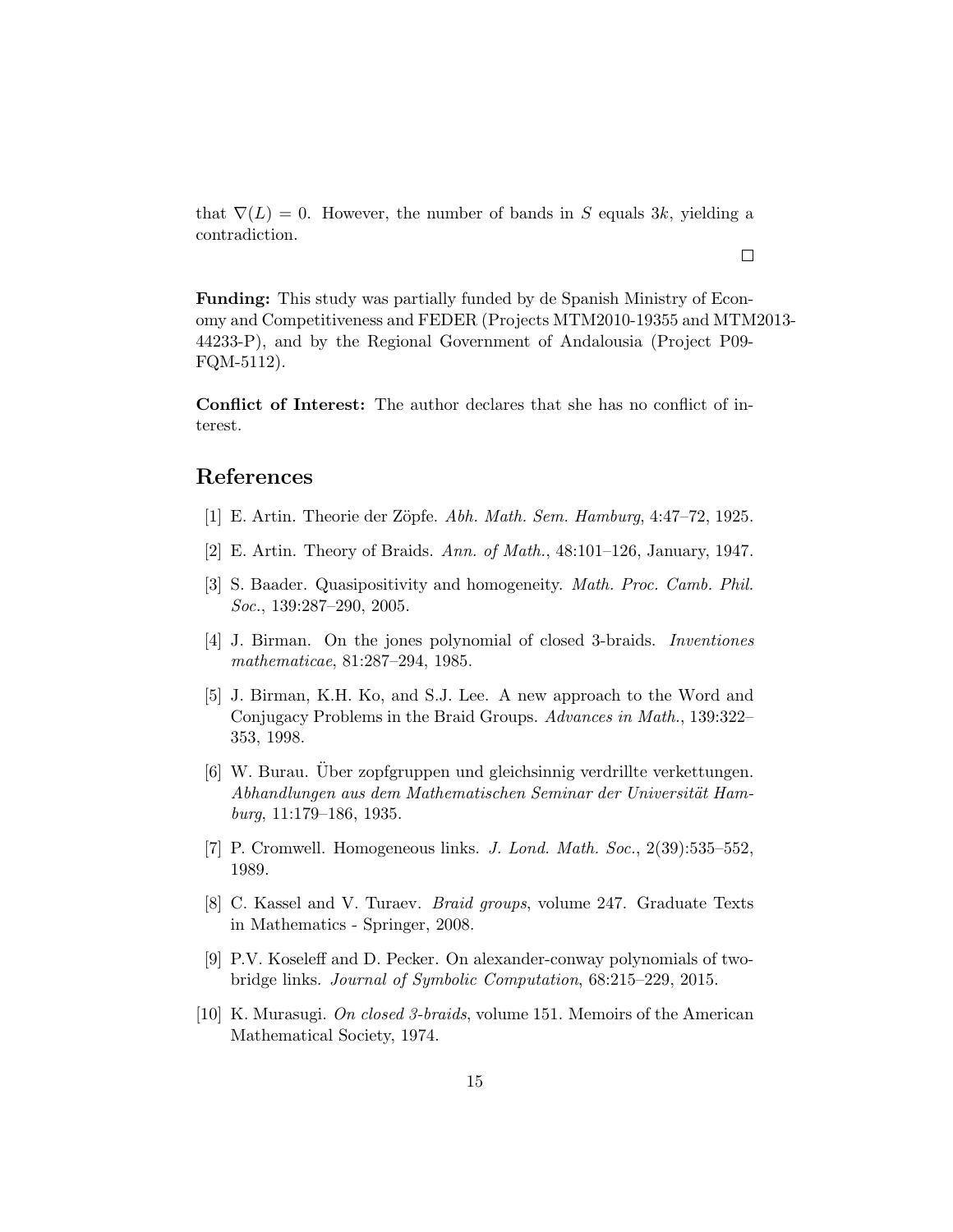that $\nabla(L) = 0$. However, the number of bands in $S$ equals $3k$, yielding a contradiction.

□

**Funding:** This study was partially funded by de Spanish Ministry of Economy and Competitiveness and FEDER (Projects MTM2010-19355 and MTM2013-44233-P), and by the Regional Government of Andalousia (Project P09-FQM-5112).

**Conflict of Interest:** The author declares that she has no conflict of interest.

## References

[1] E. Artin. Theorie der Zöpfe. *Abh. Math. Sem. Hamburg*, 4:47–72, 1925.

[2] E. Artin. Theory of Braids. *Ann. of Math.*, 48:101–126, January, 1947.

[3] S. Baader. Quasipositivity and homogeneity. *Math. Proc. Camb. Phil. Soc.*, 139:287–290, 2005.

[4] J. Birman. On the jones polynomial of closed 3-braids. *Inventiones mathematicae*, 81:287–294, 1985.

[5] J. Birman, K.H. Ko, and S.J. Lee. A new approach to the Word and Conjugacy Problems in the Braid Groups. *Advances in Math.*, 139:322–353, 1998.

[6] W. Burau. Über zopfgruppen und gleichsinnig verdrillte verkettungen. *Abhandlungen aus dem Mathematischen Seminar der Universität Hamburg*, 11:179–186, 1935.

[7] P. Cromwell. Homogeneous links. *J. Lond. Math. Soc.*, 2(39):535–552, 1989.

[8] C. Kassel and V. Turaev. *Braid groups*, volume 247. Graduate Texts in Mathematics - Springer, 2008.

[9] P.V. Koseleff and D. Pecker. On alexander-conway polynomials of two-bridge links. *Journal of Symbolic Computation*, 68:215–229, 2015.

[10] K. Murasugi. *On closed 3-braids*, volume 151. Memoirs of the American Mathematical Society, 1974.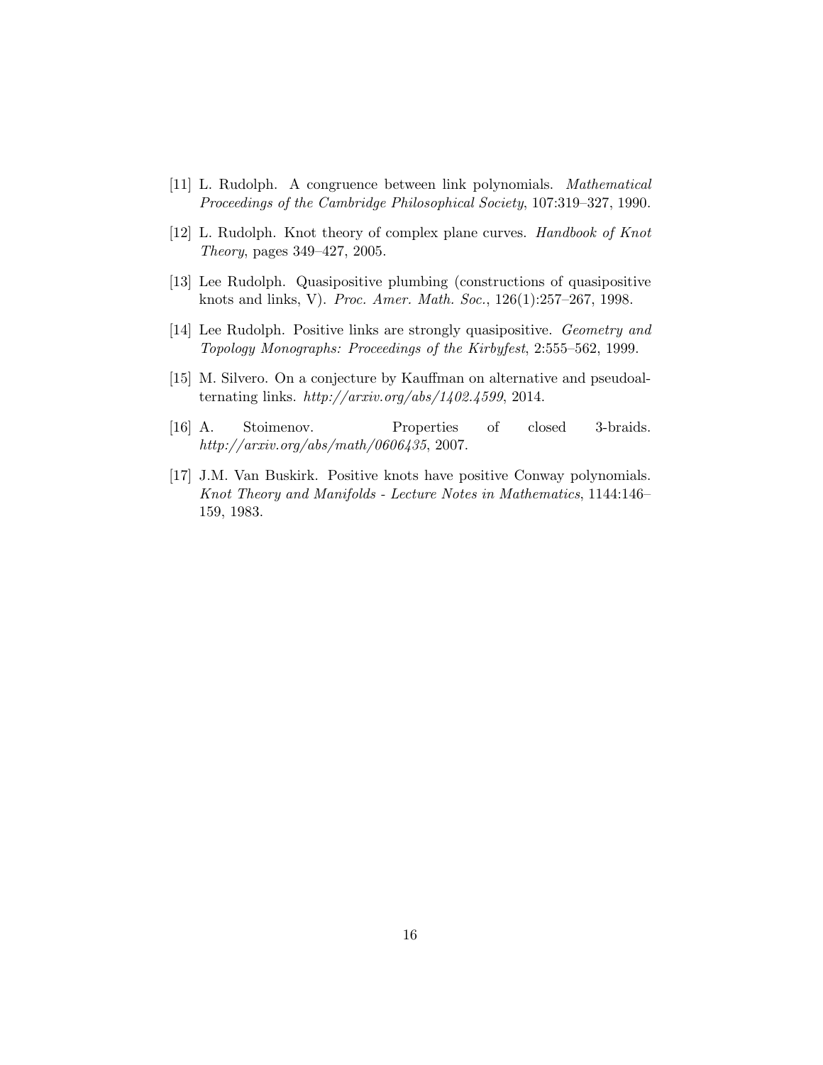[11] L. Rudolph. A congruence between link polynomials. *Mathematical Proceedings of the Cambridge Philosophical Society*, 107:319–327, 1990.

[12] L. Rudolph. Knot theory of complex plane curves. *Handbook of Knot Theory*, pages 349–427, 2005.

[13] Lee Rudolph. Quasipositive plumbing (constructions of quasipositive knots and links, V). *Proc. Amer. Math. Soc.*, 126(1):257–267, 1998.

[14] Lee Rudolph. Positive links are strongly quasipositive. *Geometry and Topology Monographs: Proceedings of the Kirbyfest*, 2:555–562, 1999.

[15] M. Silvero. On a conjecture by Kauffman on alternative and pseudoalternating links. *http://arxiv.org/abs/1402.4599*, 2014.

[16] A. Stoimenov. Properties of closed 3-braids. *http://arxiv.org/abs/math/0606435*, 2007.

[17] J.M. Van Buskirk. Positive knots have positive Conway polynomials. *Knot Theory and Manifolds - Lecture Notes in Mathematics*, 1144:146–159, 1983.